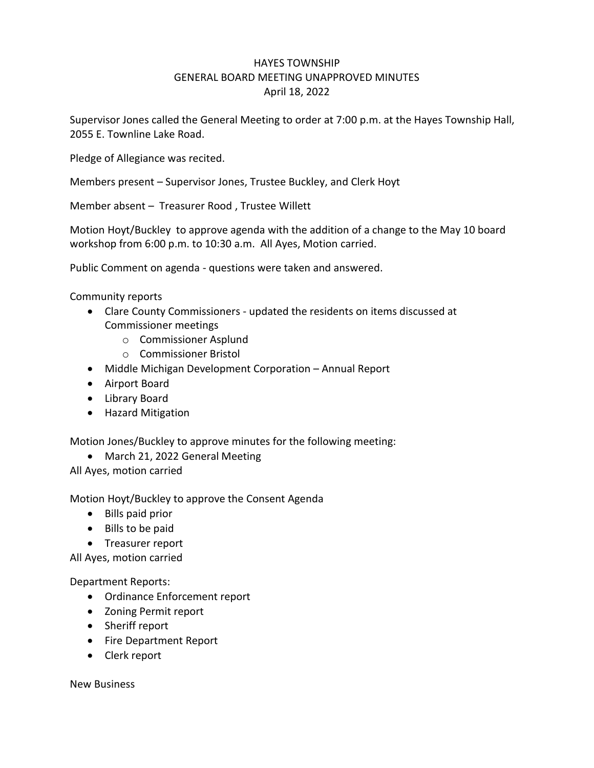# HAYES TOWNSHIP
## GENERAL BOARD MEETING UNAPPROVED MINUTES
### April 18, 2022

Supervisor Jones called the General Meeting to order at 7:00 p.m. at the Hayes Township Hall, 2055 E. Townline Lake Road.

Pledge of Allegiance was recited.

Members present – Supervisor Jones, Trustee Buckley, and Clerk Hoyt

Member absent – Treasurer Rood , Trustee Willett

Motion Hoyt/Buckley to approve agenda with the addition of a change to the May 10 board workshop from 6:00 p.m. to 10:30 a.m. All Ayes, Motion carried.

Public Comment on agenda - questions were taken and answered.

Community reports

- Clare County Commissioners - updated the residents on items discussed at Commissioner meetings
  - Commissioner Asplund
  - Commissioner Bristol
- Middle Michigan Development Corporation – Annual Report
- Airport Board
- Library Board
- Hazard Mitigation

Motion Jones/Buckley to approve minutes for the following meeting:

- March 21, 2022 General Meeting

All Ayes, motion carried

Motion Hoyt/Buckley to approve the Consent Agenda

- Bills paid prior
- Bills to be paid
- Treasurer report

All Ayes, motion carried

Department Reports:

- Ordinance Enforcement report
- Zoning Permit report
- Sheriff report
- Fire Department Report
- Clerk report

New Business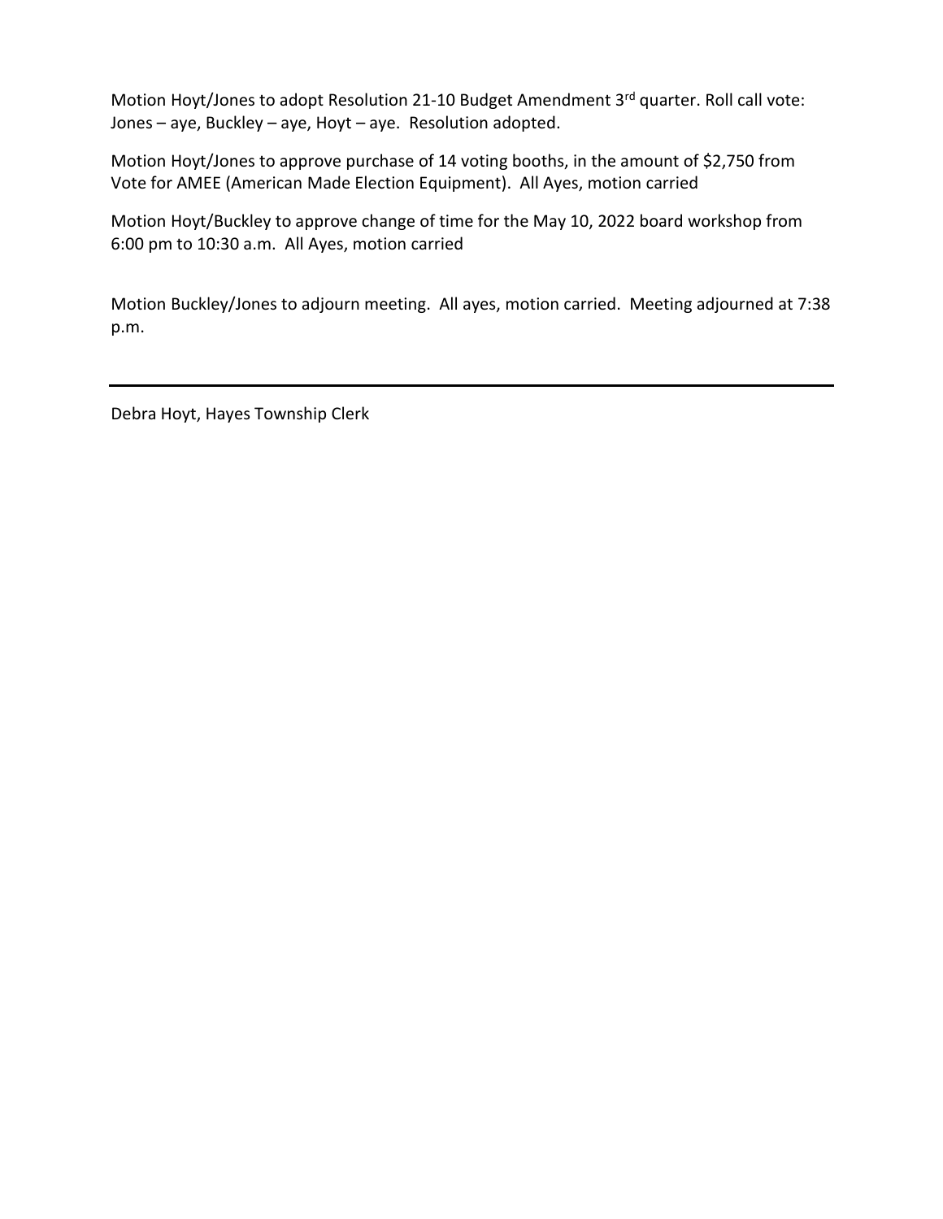Motion Hoyt/Jones to adopt Resolution 21-10 Budget Amendment 3rd quarter. Roll call vote: Jones – aye, Buckley – aye, Hoyt – aye. Resolution adopted.

Motion Hoyt/Jones to approve purchase of 14 voting booths, in the amount of $2,750 from Vote for AMEE (American Made Election Equipment). All Ayes, motion carried

Motion Hoyt/Buckley to approve change of time for the May 10, 2022 board workshop from 6:00 pm to 10:30 a.m. All Ayes, motion carried

Motion Buckley/Jones to adjourn meeting. All ayes, motion carried. Meeting adjourned at 7:38 p.m.

---

Debra Hoyt, Hayes Township Clerk